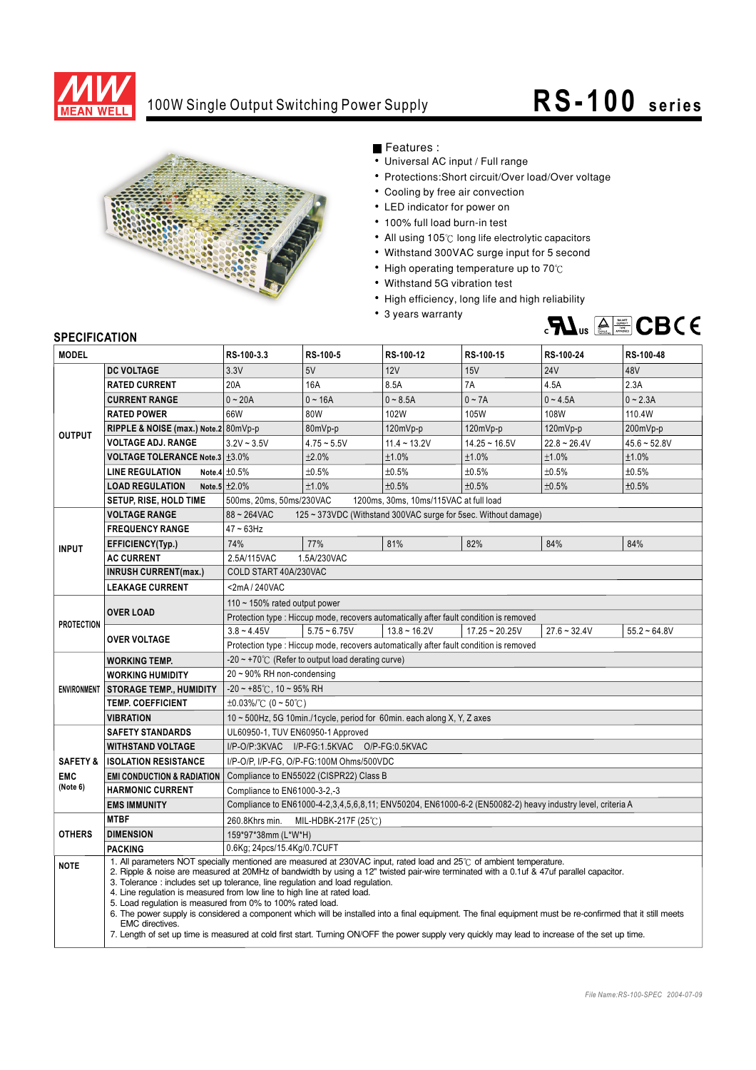# MEAN WELL

## 100W Single Output Switching Power Supply

# RS-100 series

■ Features :

- Universal AC input / Full range
- Protections:Short circuit/Over load/Over voltage
- Cooling by free air convection
- LED indicator for power on
- 100% full load burn-in test
- All using 105℃ long life electrolytic capacitors
- Withstand 300VAC surge input for 5 second
- High operating temperature up to 70℃
- Withstand 5G vibration test
- High efficiency, long life and high reliability
- 3 years warranty

## SPECIFICATION

| MODEL | | RS-100-3.3 | RS-100-5 | RS-100-12 | RS-100-15 | RS-100-24 | RS-100-48 |
|---|---|---|---|---|---|---|---|
| OUTPUT | DC VOLTAGE | 3.3V | 5V | 12V | 15V | 24V | 48V |
| | RATED CURRENT | 20A | 16A | 8.5A | 7A | 4.5A | 2.3A |
| | CURRENT RANGE | 0 ~ 20A | 0 ~ 16A | 0 ~ 8.5A | 0 ~ 7A | 0 ~ 4.5A | 0 ~ 2.3A |
| | RATED POWER | 66W | 80W | 102W | 105W | 108W | 110.4W |
| | RIPPLE & NOISE (max.) Note.2 | 80mVp-p | 80mVp-p | 120mVp-p | 120mVp-p | 120mVp-p | 200mVp-p |
| | VOLTAGE ADJ. RANGE | 3.2V ~ 3.5V | 4.75 ~ 5.5V | 11.4 ~ 13.2V | 14.25 ~ 16.5V | 22.8 ~ 26.4V | 45.6 ~ 52.8V |
| | VOLTAGE TOLERANCE Note.3 | ±3.0% | ±2.0% | ±1.0% | ±1.0% | ±1.0% | ±1.0% |
| | LINE REGULATION Note.4 | ±0.5% | ±0.5% | ±0.5% | ±0.5% | ±0.5% | ±0.5% |
| | LOAD REGULATION Note.5 | ±2.0% | ±1.0% | ±0.5% | ±0.5% | ±0.5% | ±0.5% |
| | SETUP, RISE, HOLD TIME | 500ms, 20ms, 50ms/230VAC 1200ms, 30ms, 10ms/115VAC at full load | | | | | |
| INPUT | VOLTAGE RANGE | 88 ~ 264VAC 125 ~ 373VDC (Withstand 300VAC surge for 5sec. Without damage) | | | | | |
| | FREQUENCY RANGE | 47 ~ 63Hz | | | | | |
| | EFFICIENCY(Typ.) | 74% | 77% | 81% | 82% | 84% | 84% |
| | AC CURRENT | 2.5A/115VAC 1.5A/230VAC | | | | | |
| | INRUSH CURRENT(max.) | COLD START 40A/230VAC | | | | | |
| | LEAKAGE CURRENT | <2mA / 240VAC | | | | | |
| PROTECTION | OVER LOAD | 110 ~ 150% rated output power | | | | | |
| | | Protection type : Hiccup mode, recovers automatically after fault condition is removed | | | | | |
| | OVER VOLTAGE | 3.8 ~ 4.45V | 5.75 ~ 6.75V | 13.8 ~ 16.2V | 17.25 ~ 20.25V | 27.6 ~ 32.4V | 55.2 ~ 64.8V |
| | | Protection type : Hiccup mode, recovers automatically after fault condition is removed | | | | | |
| ENVIRONMENT | WORKING TEMP. | -20 ~ +70℃ (Refer to output load derating curve) | | | | | |
| | WORKING HUMIDITY | 20 ~ 90% RH non-condensing | | | | | |
| | STORAGE TEMP., HUMIDITY | -20 ~ +85℃, 10 ~ 95% RH | | | | | |
| | TEMP. COEFFICIENT | ±0.03%/℃ (0 ~ 50℃) | | | | | |
| | VIBRATION | 10 ~ 500Hz, 5G 10min./1cycle, period for 60min. each along X, Y, Z axes | | | | | |
| SAFETY & EMC (Note 6) | SAFETY STANDARDS | UL60950-1, TUV EN60950-1 Approved | | | | | |
| | WITHSTAND VOLTAGE | I/P-O/P:3KVAC I/P-FG:1.5KVAC O/P-FG:0.5KVAC | | | | | |
| | ISOLATION RESISTANCE | I/P-O/P, I/P-FG, O/P-FG:100M Ohms/500VDC | | | | | |
| | EMI CONDUCTION & RADIATION | Compliance to EN55022 (CISPR22) Class B | | | | | |
| | HARMONIC CURRENT | Compliance to EN61000-3-2,-3 | | | | | |
| | EMS IMMUNITY | Compliance to EN61000-4-2,3,4,5,6,8,11; ENV50204, EN61000-6-2 (EN50082-2) heavy industry level, criteria A | | | | | |
| OTHERS | MTBF | 260.8Khrs min. MIL-HDBK-217F (25℃) | | | | | |
| | DIMENSION | 159*97*38mm (L*W*H) | | | | | |
| | PACKING | 0.6Kg; 24pcs/15.4Kg/0.7CUFT | | | | | |

**NOTE**

1. All parameters NOT specially mentioned are measured at 230VAC input, rated load and 25℃ of ambient temperature.
2. Ripple & noise are measured at 20MHz of bandwidth by using a 12" twisted pair-wire terminated with a 0.1uf & 47uf parallel capacitor.
3. Tolerance : includes set up tolerance, line regulation and load regulation.
4. Line regulation is measured from low line to high line at rated load.
5. Load regulation is measured from 0% to 100% rated load.
6. The power supply is considered a component which will be installed into a final equipment. The final equipment must be re-confirmed that it still meets EMC directives.
7. Length of set up time is measured at cold first start. Turning ON/OFF the power supply very quickly may lead to increase of the set up time.

*File Name:RS-100-SPEC 2004-07-09*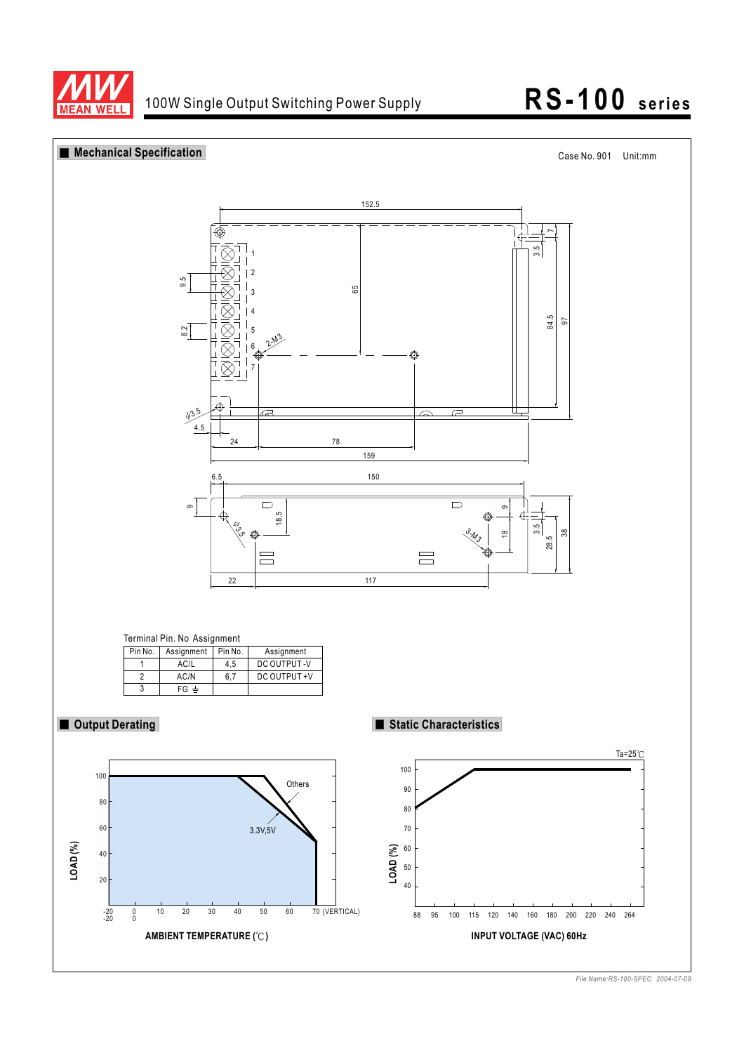# 100W Single Output Switching Power Supply

# RS-100 series

## Mechanical Specification

Case No. 901 Unit:mm

152.5

7
3.5
65
84.5
97
9.5
8.2
2-M3
1
2
3
4
5
6
7
φ3.5
4.5
24
78
159

6.5
150
9
18.5
φ3.5
9
3-M3
18
3.5
28.5
38
22
117

Terminal Pin. No Assignment

| Pin No. | Assignment | Pin No. | Assignment |
|---|---|---|---|
| 1 | AC/L | 4,5 | DC OUTPUT -V |
| 2 | AC/N | 6,7 | DC OUTPUT +V |
| 3 | FG ⏚ | | |

## Output Derating

LOAD (%)
100
80
60
40
20
Others
3.3V,5V
-20 0 10 20 30 40 50 60 70 (VERTICAL)
AMBIENT TEMPERATURE (℃)

## Static Characteristics

Ta=25℃
LOAD (%)
100
90
80
70
60
50
40
88 95 100 115 120 140 160 180 200 220 240 264
INPUT VOLTAGE (VAC) 60Hz